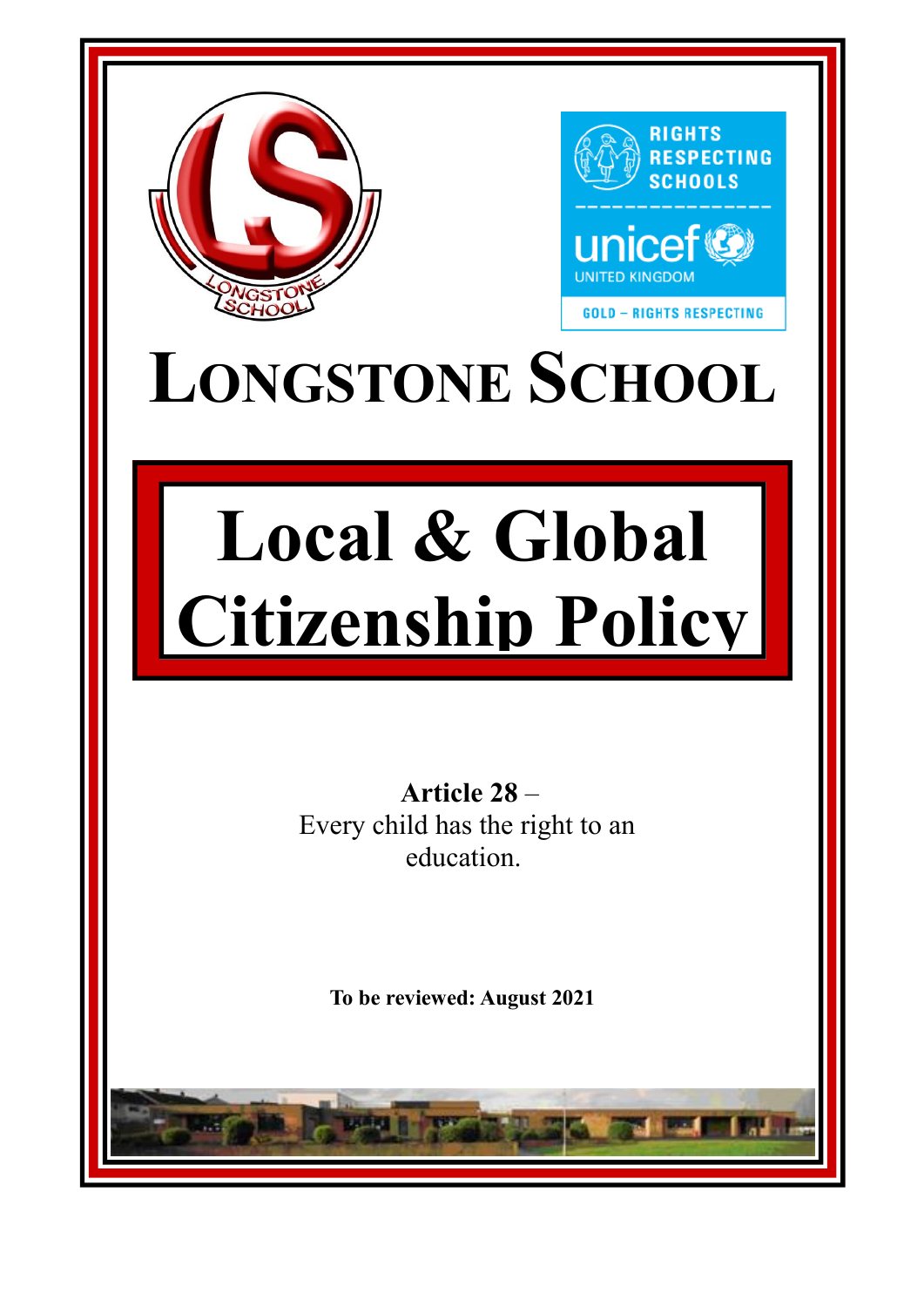# LONGSTONE SCHOOL

# Local & Global Citizenship Policy

**Article 28** –
Every child has the right to an education.

**To be reviewed: August 2021**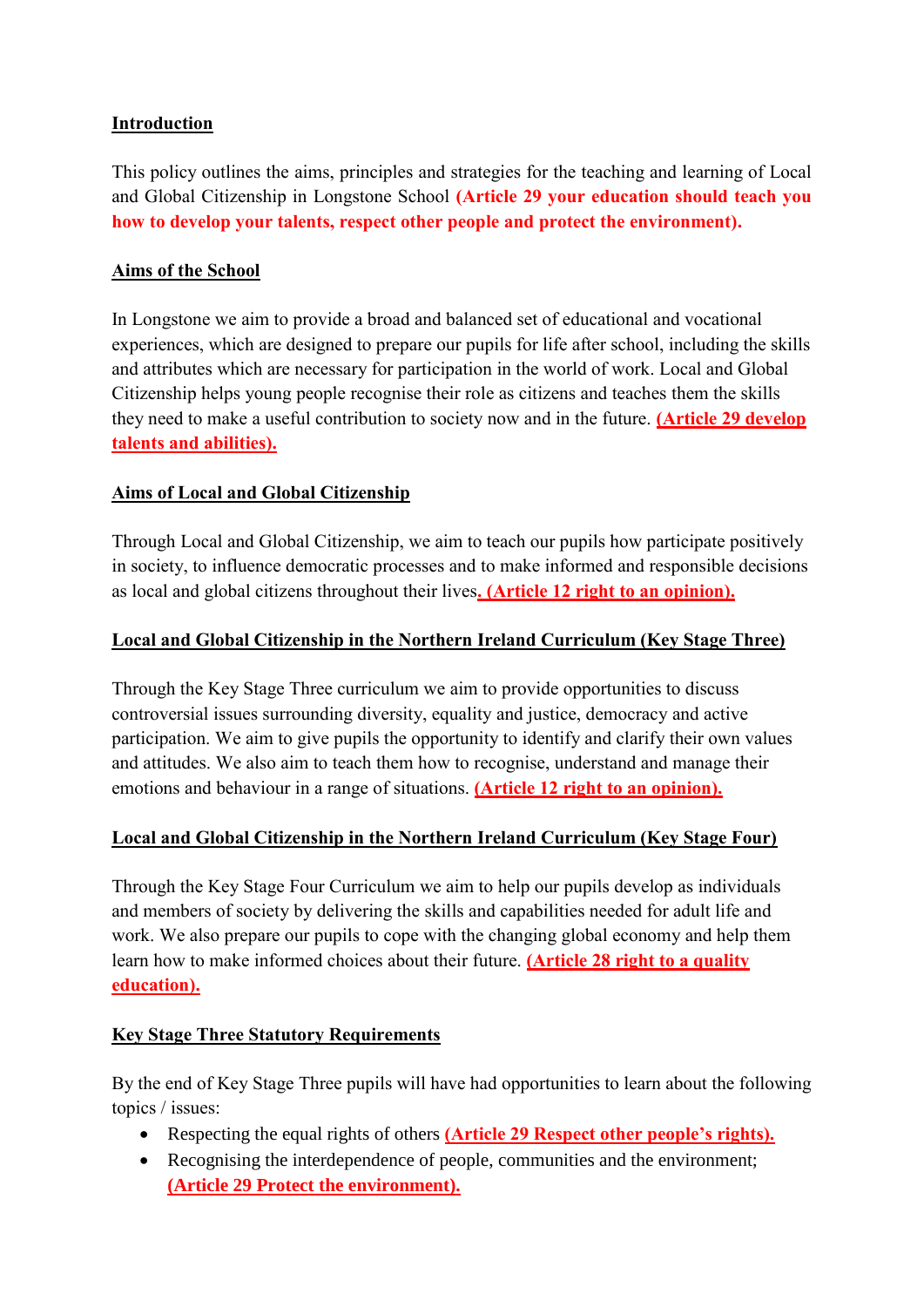## Introduction

This policy outlines the aims, principles and strategies for the teaching and learning of Local and Global Citizenship in Longstone School **(Article 29 your education should teach you how to develop your talents, respect other people and protect the environment).**

## Aims of the School

In Longstone we aim to provide a broad and balanced set of educational and vocational experiences, which are designed to prepare our pupils for life after school, including the skills and attributes which are necessary for participation in the world of work. Local and Global Citizenship helps young people recognise their role as citizens and teaches them the skills they need to make a useful contribution to society now and in the future. **(Article 29 develop talents and abilities).**

## Aims of Local and Global Citizenship

Through Local and Global Citizenship, we aim to teach our pupils how participate positively in society, to influence democratic processes and to make informed and responsible decisions as local and global citizens throughout their lives**. (Article 12 right to an opinion).**

## Local and Global Citizenship in the Northern Ireland Curriculum (Key Stage Three)

Through the Key Stage Three curriculum we aim to provide opportunities to discuss controversial issues surrounding diversity, equality and justice, democracy and active participation. We aim to give pupils the opportunity to identify and clarify their own values and attitudes. We also aim to teach them how to recognise, understand and manage their emotions and behaviour in a range of situations. **(Article 12 right to an opinion).**

## Local and Global Citizenship in the Northern Ireland Curriculum (Key Stage Four)

Through the Key Stage Four Curriculum we aim to help our pupils develop as individuals and members of society by delivering the skills and capabilities needed for adult life and work. We also prepare our pupils to cope with the changing global economy and help them learn how to make informed choices about their future. **(Article 28 right to a quality education).**

## Key Stage Three Statutory Requirements

By the end of Key Stage Three pupils will have had opportunities to learn about the following topics / issues:

- Respecting the equal rights of others **(Article 29 Respect other people's rights).**
- Recognising the interdependence of people, communities and the environment; **(Article 29 Protect the environment).**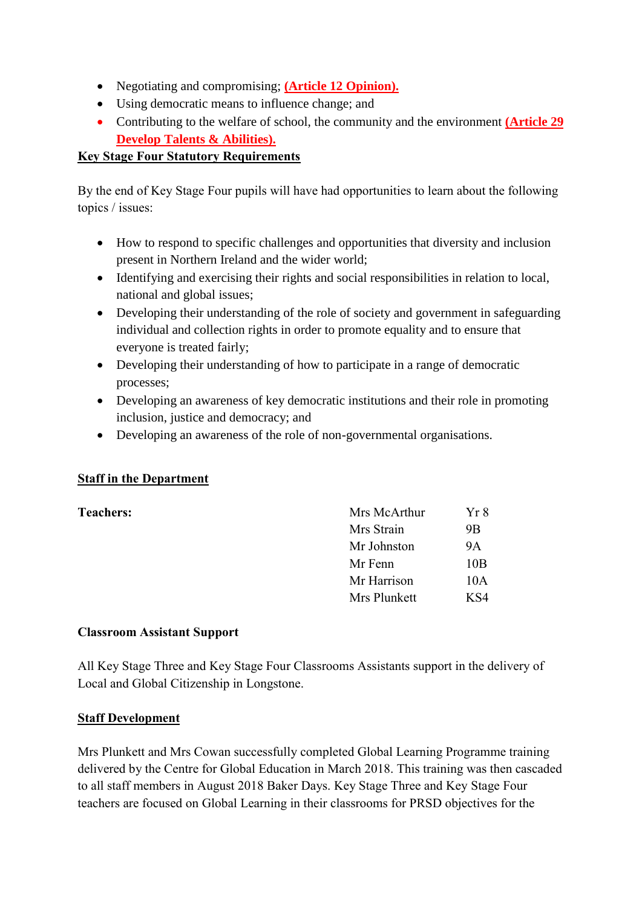- Negotiating and compromising; **(Article 12 Opinion).**
- Using democratic means to influence change; and
- Contributing to the welfare of school, the community and the environment **(Article 29 Develop Talents & Abilities).**

**Key Stage Four Statutory Requirements**

By the end of Key Stage Four pupils will have had opportunities to learn about the following topics / issues:

- How to respond to specific challenges and opportunities that diversity and inclusion present in Northern Ireland and the wider world;
- Identifying and exercising their rights and social responsibilities in relation to local, national and global issues;
- Developing their understanding of the role of society and government in safeguarding individual and collection rights in order to promote equality and to ensure that everyone is treated fairly;
- Developing their understanding of how to participate in a range of democratic processes;
- Developing an awareness of key democratic institutions and their role in promoting inclusion, justice and democracy; and
- Developing an awareness of the role of non-governmental organisations.

**Staff in the Department**

| **Teachers:** | | |
|---|---|---|
| | Mrs McArthur | Yr 8 |
| | Mrs Strain | 9B |
| | Mr Johnston | 9A |
| | Mr Fenn | 10B |
| | Mr Harrison | 10A |
| | Mrs Plunkett | KS4 |

**Classroom Assistant Support**

All Key Stage Three and Key Stage Four Classrooms Assistants support in the delivery of Local and Global Citizenship in Longstone.

**Staff Development**

Mrs Plunkett and Mrs Cowan successfully completed Global Learning Programme training delivered by the Centre for Global Education in March 2018. This training was then cascaded to all staff members in August 2018 Baker Days. Key Stage Three and Key Stage Four teachers are focused on Global Learning in their classrooms for PRSD objectives for the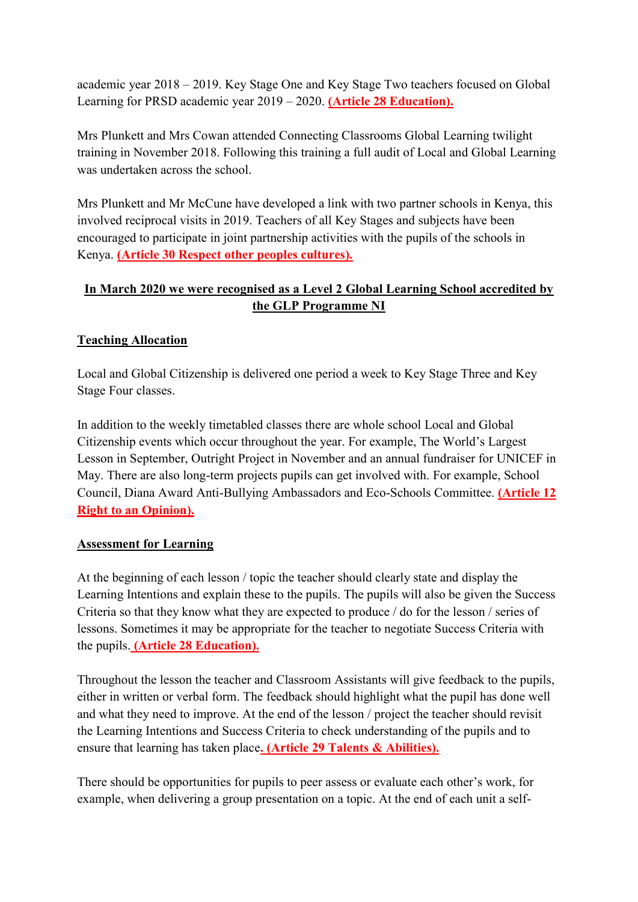academic year 2018 – 2019. Key Stage One and Key Stage Two teachers focused on Global Learning for PRSD academic year 2019 – 2020. **(Article 28 Education).**

Mrs Plunkett and Mrs Cowan attended Connecting Classrooms Global Learning twilight training in November 2018. Following this training a full audit of Local and Global Learning was undertaken across the school.

Mrs Plunkett and Mr McCune have developed a link with two partner schools in Kenya, this involved reciprocal visits in 2019. Teachers of all Key Stages and subjects have been encouraged to participate in joint partnership activities with the pupils of the schools in Kenya. **(Article 30 Respect other peoples cultures).**

**In March 2020 we were recognised as a Level 2 Global Learning School accredited by the GLP Programme NI**

**Teaching Allocation**

Local and Global Citizenship is delivered one period a week to Key Stage Three and Key Stage Four classes.

In addition to the weekly timetabled classes there are whole school Local and Global Citizenship events which occur throughout the year. For example, The World's Largest Lesson in September, Outright Project in November and an annual fundraiser for UNICEF in May. There are also long-term projects pupils can get involved with. For example, School Council, Diana Award Anti-Bullying Ambassadors and Eco-Schools Committee. **(Article 12 Right to an Opinion).**

**Assessment for Learning**

At the beginning of each lesson / topic the teacher should clearly state and display the Learning Intentions and explain these to the pupils. The pupils will also be given the Success Criteria so that they know what they are expected to produce / do for the lesson / series of lessons. Sometimes it may be appropriate for the teacher to negotiate Success Criteria with the pupils. **(Article 28 Education).**

Throughout the lesson the teacher and Classroom Assistants will give feedback to the pupils, either in written or verbal form. The feedback should highlight what the pupil has done well and what they need to improve. At the end of the lesson / project the teacher should revisit the Learning Intentions and Success Criteria to check understanding of the pupils and to ensure that learning has taken place**. (Article 29 Talents & Abilities).**

There should be opportunities for pupils to peer assess or evaluate each other's work, for example, when delivering a group presentation on a topic. At the end of each unit a self-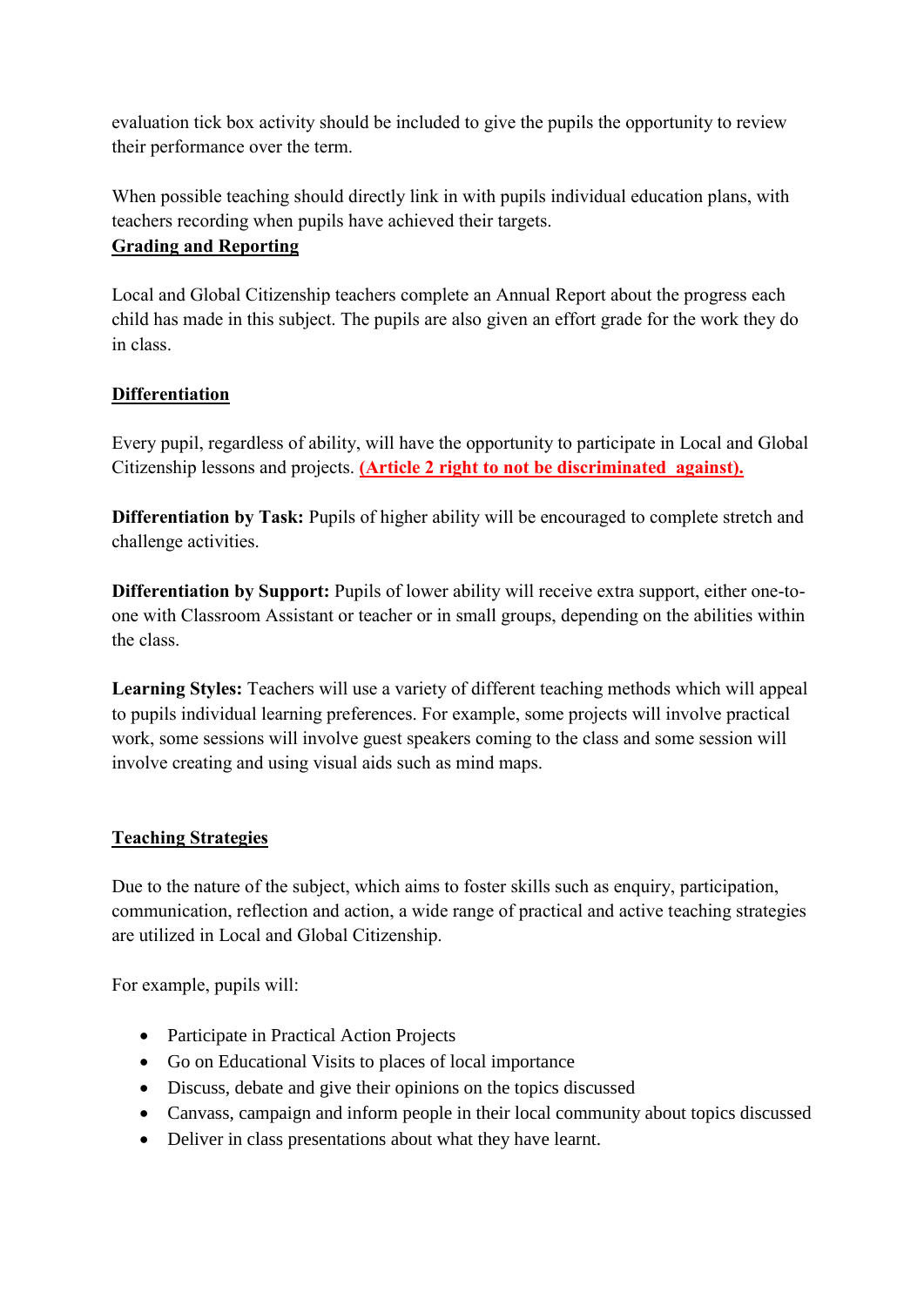evaluation tick box activity should be included to give the pupils the opportunity to review their performance over the term.

When possible teaching should directly link in with pupils individual education plans, with teachers recording when pupils have achieved their targets.

## Grading and Reporting

Local and Global Citizenship teachers complete an Annual Report about the progress each child has made in this subject. The pupils are also given an effort grade for the work they do in class.

## Differentiation

Every pupil, regardless of ability, will have the opportunity to participate in Local and Global Citizenship lessons and projects. **(Article 2 right to not be discriminated  against).**

**Differentiation by Task:** Pupils of higher ability will be encouraged to complete stretch and challenge activities.

**Differentiation by Support:** Pupils of lower ability will receive extra support, either one-to-one with Classroom Assistant or teacher or in small groups, depending on the abilities within the class.

**Learning Styles:** Teachers will use a variety of different teaching methods which will appeal to pupils individual learning preferences. For example, some projects will involve practical work, some sessions will involve guest speakers coming to the class and some session will involve creating and using visual aids such as mind maps.

## Teaching Strategies

Due to the nature of the subject, which aims to foster skills such as enquiry, participation, communication, reflection and action, a wide range of practical and active teaching strategies are utilized in Local and Global Citizenship.

For example, pupils will:

- Participate in Practical Action Projects
- Go on Educational Visits to places of local importance
- Discuss, debate and give their opinions on the topics discussed
- Canvass, campaign and inform people in their local community about topics discussed
- Deliver in class presentations about what they have learnt.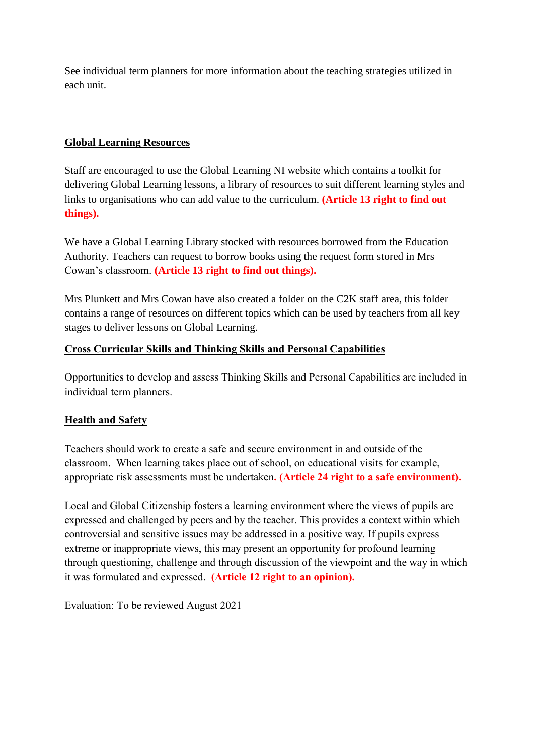See individual term planners for more information about the teaching strategies utilized in each unit.

## Global Learning Resources

Staff are encouraged to use the Global Learning NI website which contains a toolkit for delivering Global Learning lessons, a library of resources to suit different learning styles and links to organisations who can add value to the curriculum. **(Article 13 right to find out things).**

We have a Global Learning Library stocked with resources borrowed from the Education Authority. Teachers can request to borrow books using the request form stored in Mrs Cowan's classroom. **(Article 13 right to find out things).**

Mrs Plunkett and Mrs Cowan have also created a folder on the C2K staff area, this folder contains a range of resources on different topics which can be used by teachers from all key stages to deliver lessons on Global Learning.

## Cross Curricular Skills and Thinking Skills and Personal Capabilities

Opportunities to develop and assess Thinking Skills and Personal Capabilities are included in individual term planners.

## Health and Safety

Teachers should work to create a safe and secure environment in and outside of the classroom. When learning takes place out of school, on educational visits for example, appropriate risk assessments must be undertaken**. (Article 24 right to a safe environment).**

Local and Global Citizenship fosters a learning environment where the views of pupils are expressed and challenged by peers and by the teacher. This provides a context within which controversial and sensitive issues may be addressed in a positive way. If pupils express extreme or inappropriate views, this may present an opportunity for profound learning through questioning, challenge and through discussion of the viewpoint and the way in which it was formulated and expressed. **(Article 12 right to an opinion).**

Evaluation: To be reviewed August 2021